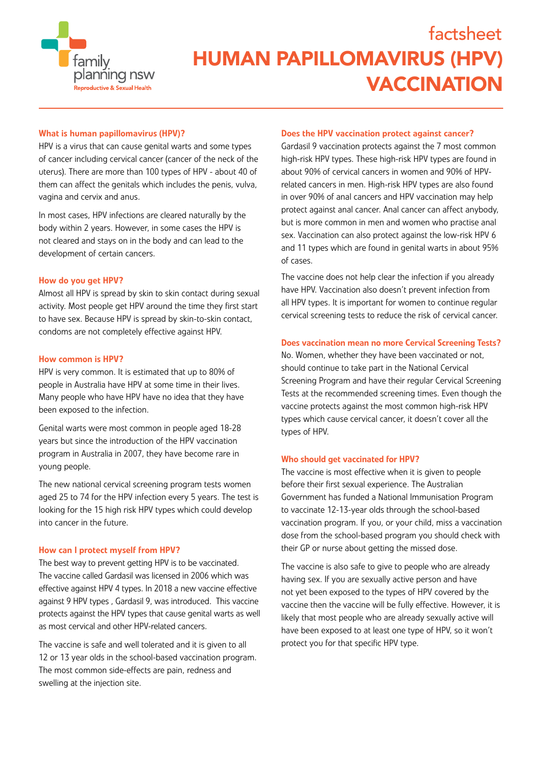family planning nsw
Reproductive & Sexual Health

factsheet

# HUMAN PAPILLOMAVIRUS (HPV) VACCINATION

### What is human papillomavirus (HPV)?

HPV is a virus that can cause genital warts and some types of cancer including cervical cancer (cancer of the neck of the uterus). There are more than 100 types of HPV - about 40 of them can affect the genitals which includes the penis, vulva, vagina and cervix and anus.

In most cases, HPV infections are cleared naturally by the body within 2 years. However, in some cases the HPV is not cleared and stays on in the body and can lead to the development of certain cancers.

### How do you get HPV?

Almost all HPV is spread by skin to skin contact during sexual activity. Most people get HPV around the time they first start to have sex. Because HPV is spread by skin-to-skin contact, condoms are not completely effective against HPV.

### How common is HPV?

HPV is very common. It is estimated that up to 80% of people in Australia have HPV at some time in their lives. Many people who have HPV have no idea that they have been exposed to the infection.

Genital warts were most common in people aged 18-28 years but since the introduction of the HPV vaccination program in Australia in 2007, they have become rare in young people.

The new national cervical screening program tests women aged 25 to 74 for the HPV infection every 5 years. The test is looking for the 15 high risk HPV types which could develop into cancer in the future.

### How can I protect myself from HPV?

The best way to prevent getting HPV is to be vaccinated. The vaccine called Gardasil was licensed in 2006 which was effective against HPV 4 types. In 2018 a new vaccine effective against 9 HPV types , Gardasil 9, was introduced. This vaccine protects against the HPV types that cause genital warts as well as most cervical and other HPV-related cancers.

The vaccine is safe and well tolerated and it is given to all 12 or 13 year olds in the school-based vaccination program. The most common side-effects are pain, redness and swelling at the injection site.

### Does the HPV vaccination protect against cancer?

Gardasil 9 vaccination protects against the 7 most common high-risk HPV types. These high-risk HPV types are found in about 90% of cervical cancers in women and 90% of HPV-related cancers in men. High-risk HPV types are also found in over 90% of anal cancers and HPV vaccination may help protect against anal cancer. Anal cancer can affect anybody, but is more common in men and women who practise anal sex. Vaccination can also protect against the low-risk HPV 6 and 11 types which are found in genital warts in about 95% of cases.

The vaccine does not help clear the infection if you already have HPV. Vaccination also doesn't prevent infection from all HPV types. It is important for women to continue regular cervical screening tests to reduce the risk of cervical cancer.

### Does vaccination mean no more Cervical Screening Tests?

No. Women, whether they have been vaccinated or not, should continue to take part in the National Cervical Screening Program and have their regular Cervical Screening Tests at the recommended screening times. Even though the vaccine protects against the most common high-risk HPV types which cause cervical cancer, it doesn't cover all the types of HPV.

### Who should get vaccinated for HPV?

The vaccine is most effective when it is given to people before their first sexual experience. The Australian Government has funded a National Immunisation Program to vaccinate 12-13-year olds through the school-based vaccination program. If you, or your child, miss a vaccination dose from the school-based program you should check with their GP or nurse about getting the missed dose.

The vaccine is also safe to give to people who are already having sex. If you are sexually active person and have not yet been exposed to the types of HPV covered by the vaccine then the vaccine will be fully effective. However, it is likely that most people who are already sexually active will have been exposed to at least one type of HPV, so it won't protect you for that specific HPV type.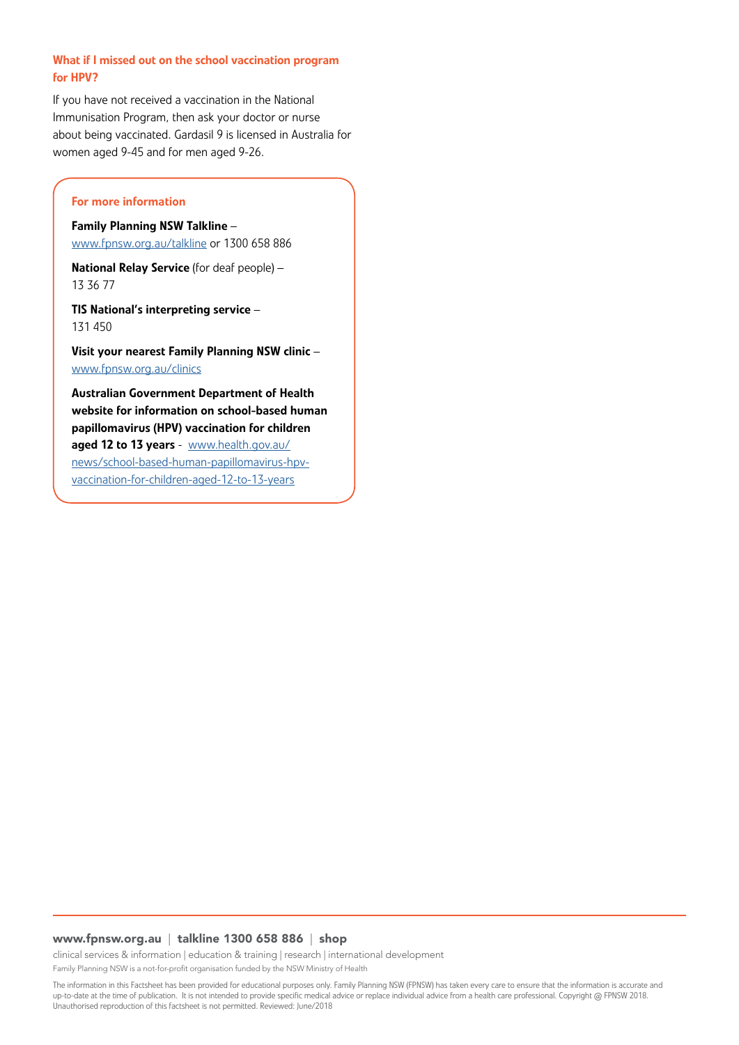## What if I missed out on the school vaccination program for HPV?

If you have not received a vaccination in the National Immunisation Program, then ask your doctor or nurse about being vaccinated. Gardasil 9 is licensed in Australia for women aged 9-45 and for men aged 9-26.

### For more information

**Family Planning NSW Talkline** – www.fpnsw.org.au/talkline or 1300 658 886

**National Relay Service** (for deaf people) – 13 36 77

**TIS National's interpreting service** – 131 450

**Visit your nearest Family Planning NSW clinic** – www.fpnsw.org.au/clinics

**Australian Government Department of Health website for information on school-based human papillomavirus (HPV) vaccination for children aged 12 to 13 years** - www.health.gov.au/news/school-based-human-papillomavirus-hpv-vaccination-for-children-aged-12-to-13-years

---

**www.fpnsw.org.au** | **talkline 1300 658 886** | **shop**

clinical services & information | education & training | research | international development

Family Planning NSW is a not-for-profit organisation funded by the NSW Ministry of Health

The information in this Factsheet has been provided for educational purposes only. Family Planning NSW (FPNSW) has taken every care to ensure that the information is accurate and up-to-date at the time of publication. It is not intended to provide specific medical advice or replace individual advice from a health care professional. Copyright @ FPNSW 2018. Unauthorised reproduction of this factsheet is not permitted. Reviewed: June/2018